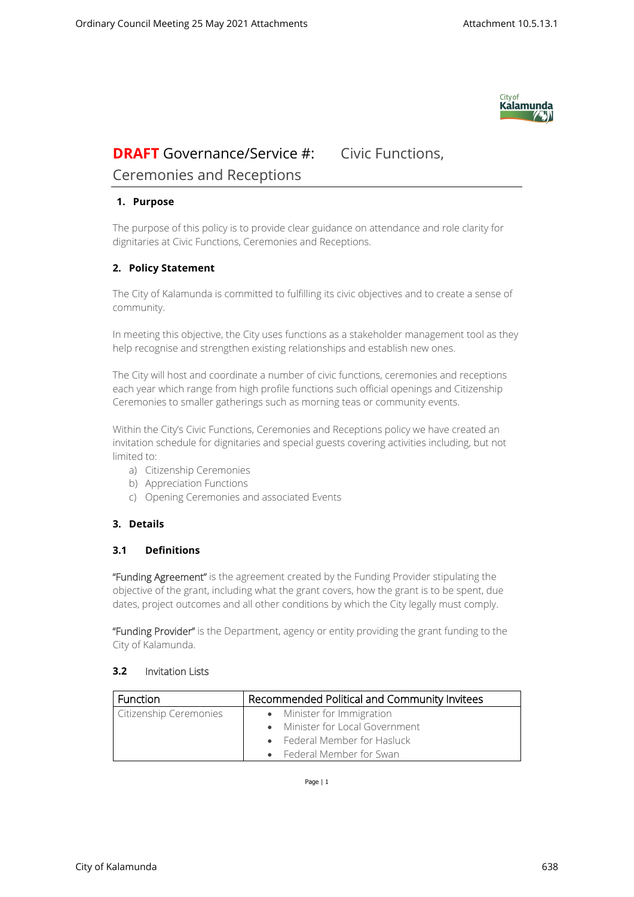# **DRAFT** Governance/Service #: Civic Functions, Ceremonies and Receptions

## 1. Purpose

The purpose of this policy is to provide clear guidance on attendance and role clarity for dignitaries at Civic Functions, Ceremonies and Receptions.

## 2. Policy Statement

The City of Kalamunda is committed to fulfilling its civic objectives and to create a sense of community.

In meeting this objective, the City uses functions as a stakeholder management tool as they help recognise and strengthen existing relationships and establish new ones.

The City will host and coordinate a number of civic functions, ceremonies and receptions each year which range from high profile functions such official openings and Citizenship Ceremonies to smaller gatherings such as morning teas or community events.

Within the City's Civic Functions, Ceremonies and Receptions policy we have created an invitation schedule for dignitaries and special guests covering activities including, but not limited to:

a) Citizenship Ceremonies
b) Appreciation Functions
c) Opening Ceremonies and associated Events

## 3. Details

### 3.1 Definitions

**"Funding Agreement"** is the agreement created by the Funding Provider stipulating the objective of the grant, including what the grant covers, how the grant is to be spent, due dates, project outcomes and all other conditions by which the City legally must comply.

**"Funding Provider"** is the Department, agency or entity providing the grant funding to the City of Kalamunda.

### 3.2 Invitation Lists

| Function | Recommended Political and Community Invitees |
|---|---|
| Citizenship Ceremonies | • Minister for Immigration<br>• Minister for Local Government<br>• Federal Member for Hasluck<br>• Federal Member for Swan |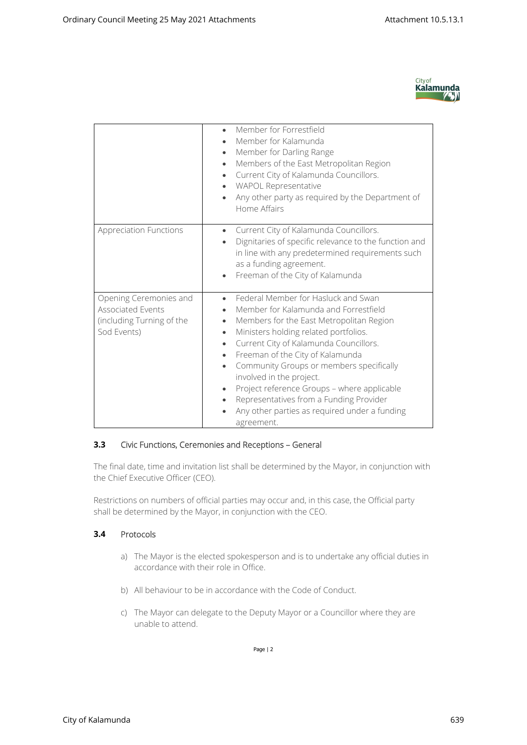| | |
|---|---|
| | • Member for Forrestfield<br>• Member for Kalamunda<br>• Member for Darling Range<br>• Members of the East Metropolitan Region<br>• Current City of Kalamunda Councillors.<br>• WAPOL Representative<br>• Any other party as required by the Department of Home Affairs |
| Appreciation Functions | • Current City of Kalamunda Councillors.<br>• Dignitaries of specific relevance to the function and in line with any predetermined requirements such as a funding agreement.<br>• Freeman of the City of Kalamunda |
| Opening Ceremonies and Associated Events (including Turning of the Sod Events) | • Federal Member for Hasluck and Swan<br>• Member for Kalamunda and Forrestfield<br>• Members for the East Metropolitan Region<br>• Ministers holding related portfolios.<br>• Current City of Kalamunda Councillors.<br>• Freeman of the City of Kalamunda<br>• Community Groups or members specifically involved in the project.<br>• Project reference Groups – where applicable<br>• Representatives from a Funding Provider<br>• Any other parties as required under a funding agreement. |

### 3.3 Civic Functions, Ceremonies and Receptions – General

The final date, time and invitation list shall be determined by the Mayor, in conjunction with the Chief Executive Officer (CEO).

Restrictions on numbers of official parties may occur and, in this case, the Official party shall be determined by the Mayor, in conjunction with the CEO.

### 3.4 Protocols

a) The Mayor is the elected spokesperson and is to undertake any official duties in accordance with their role in Office.

b) All behaviour to be in accordance with the Code of Conduct.

c) The Mayor can delegate to the Deputy Mayor or a Councillor where they are unable to attend.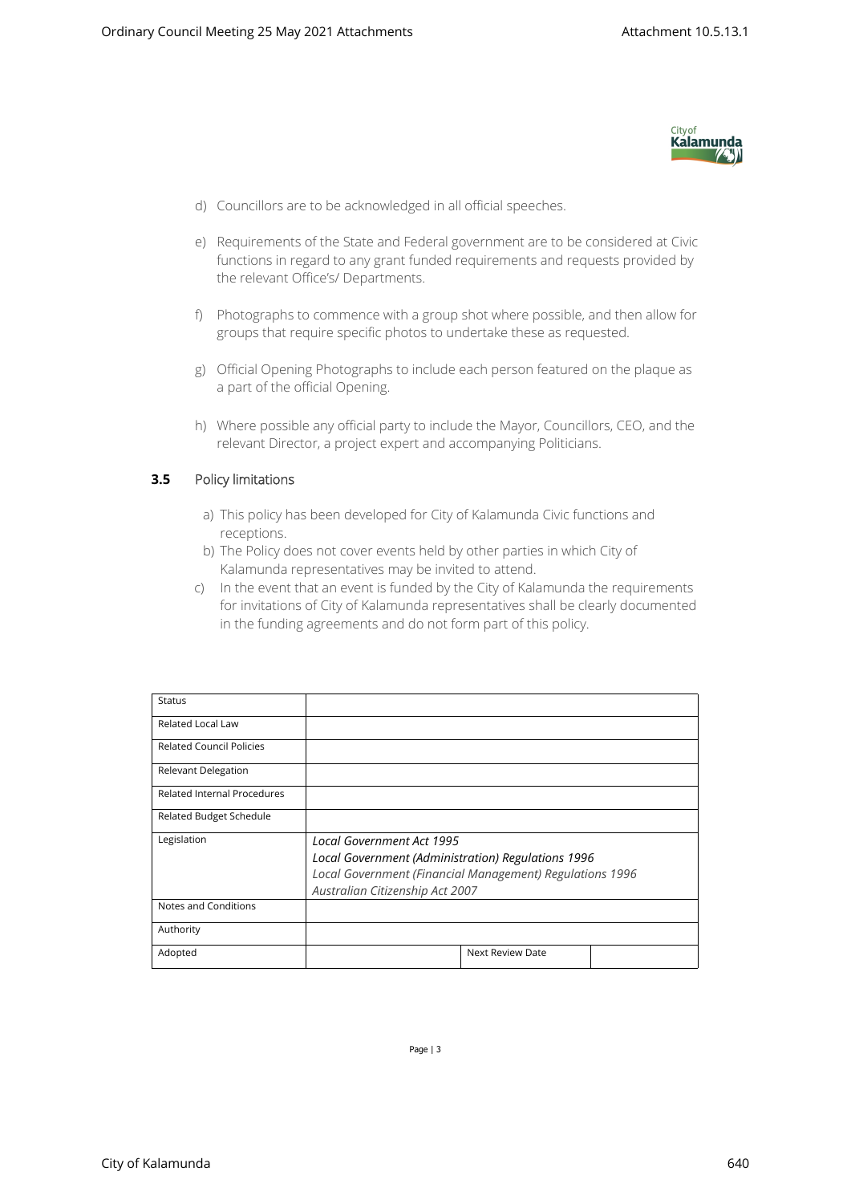d) Councillors are to be acknowledged in all official speeches.

e) Requirements of the State and Federal government are to be considered at Civic functions in regard to any grant funded requirements and requests provided by the relevant Office's/ Departments.

f) Photographs to commence with a group shot where possible, and then allow for groups that require specific photos to undertake these as requested.

g) Official Opening Photographs to include each person featured on the plaque as a part of the official Opening.

h) Where possible any official party to include the Mayor, Councillors, CEO, and the relevant Director, a project expert and accompanying Politicians.

### **3.5** Policy limitations

a) This policy has been developed for City of Kalamunda Civic functions and receptions.

b) The Policy does not cover events held by other parties in which City of Kalamunda representatives may be invited to attend.

c) In the event that an event is funded by the City of Kalamunda the requirements for invitations of City of Kalamunda representatives shall be clearly documented in the funding agreements and do not form part of this policy.

| | | | |
|---|---|---|---|
| Status | | | |
| Related Local Law | | | |
| Related Council Policies | | | |
| Relevant Delegation | | | |
| Related Internal Procedures | | | |
| Related Budget Schedule | | | |
| Legislation | *Local Government Act 1995*<br>*Local Government (Administration) Regulations 1996*<br>*Local Government (Financial Management) Regulations 1996*<br>*Australian Citizenship Act 2007* | | |
| Notes and Conditions | | | |
| Authority | | | |
| Adopted | | Next Review Date | |